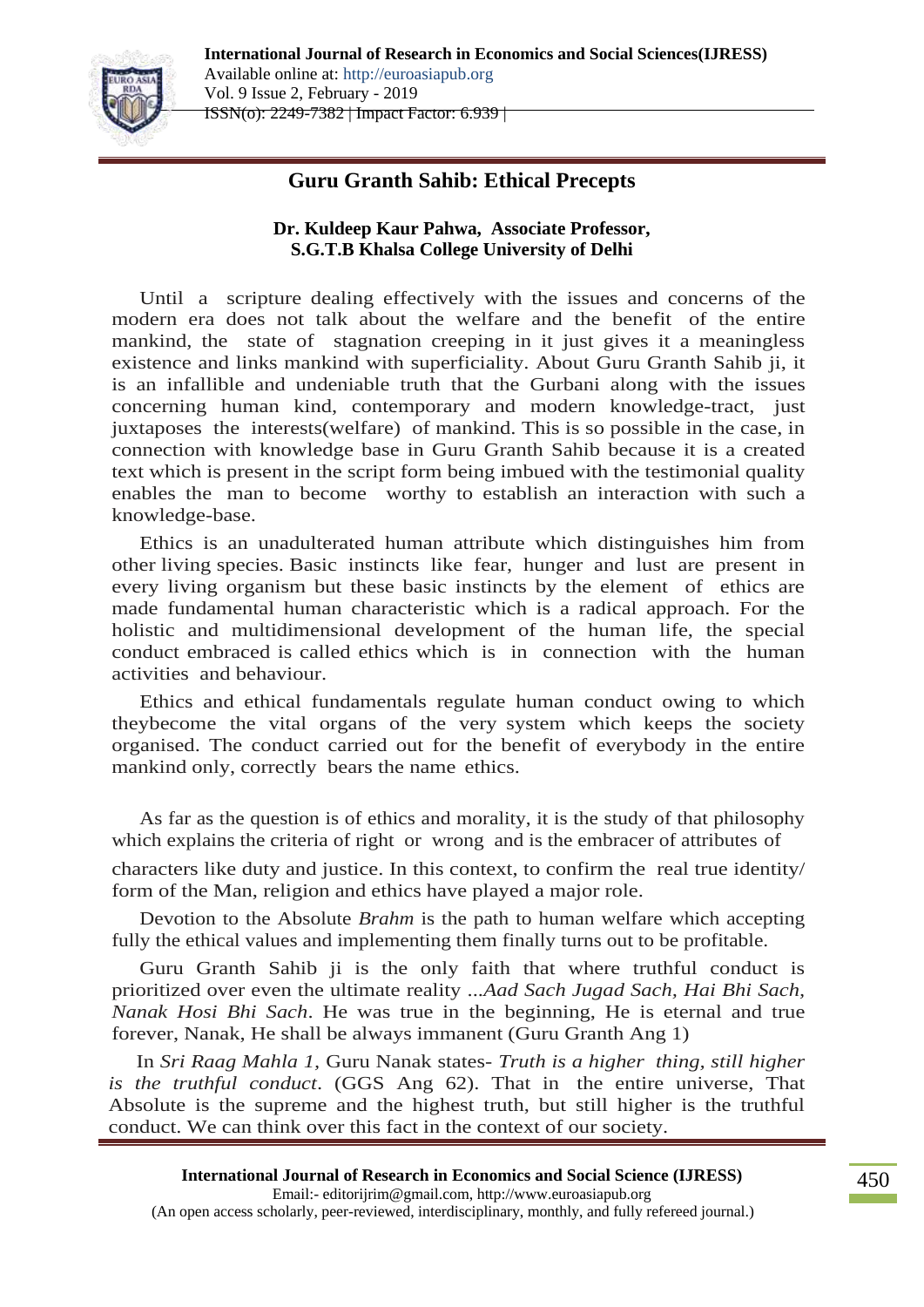# Guru Granth Sahib: Ethical Precepts

**Dr. Kuldeep Kaur Pahwa, Associate Professor,**
**S.G.T.B Khalsa College University of Delhi**

Until a scripture dealing effectively with the issues and concerns of the modern era does not talk about the welfare and the benefit of the entire mankind, the state of stagnation creeping in it just gives it a meaningless existence and links mankind with superficiality. About Guru Granth Sahib ji, it is an infallible and undeniable truth that the Gurbani along with the issues concerning human kind, contemporary and modern knowledge-tract, just juxtaposes the interests(welfare) of mankind. This is so possible in the case, in connection with knowledge base in Guru Granth Sahib because it is a created text which is present in the script form being imbued with the testimonial quality enables the man to become worthy to establish an interaction with such a knowledge-base.

Ethics is an unadulterated human attribute which distinguishes him from other living species. Basic instincts like fear, hunger and lust are present in every living organism but these basic instincts by the element of ethics are made fundamental human characteristic which is a radical approach. For the holistic and multidimensional development of the human life, the special conduct embraced is called ethics which is in connection with the human activities and behaviour.

Ethics and ethical fundamentals regulate human conduct owing to which theybecome the vital organs of the very system which keeps the society organised. The conduct carried out for the benefit of everybody in the entire mankind only, correctly bears the name ethics.

As far as the question is of ethics and morality, it is the study of that philosophy which explains the criteria of right or wrong and is the embracer of attributes of characters like duty and justice. In this context, to confirm the real true identity/ form of the Man, religion and ethics have played a major role.

Devotion to the Absolute *Brahm* is the path to human welfare which accepting fully the ethical values and implementing them finally turns out to be profitable.

Guru Granth Sahib ji is the only faith that where truthful conduct is prioritized over even the ultimate reality *...Aad Sach Jugad Sach, Hai Bhi Sach, Nanak Hosi Bhi Sach*. He was true in the beginning, He is eternal and true forever, Nanak, He shall be always immanent (Guru Granth Ang 1)

In *Sri Raag Mahla 1*, Guru Nanak states- *Truth is a higher thing, still higher is the truthful conduct*. (GGS Ang 62). That in the entire universe, That Absolute is the supreme and the highest truth, but still higher is the truthful conduct. We can think over this fact in the context of our society.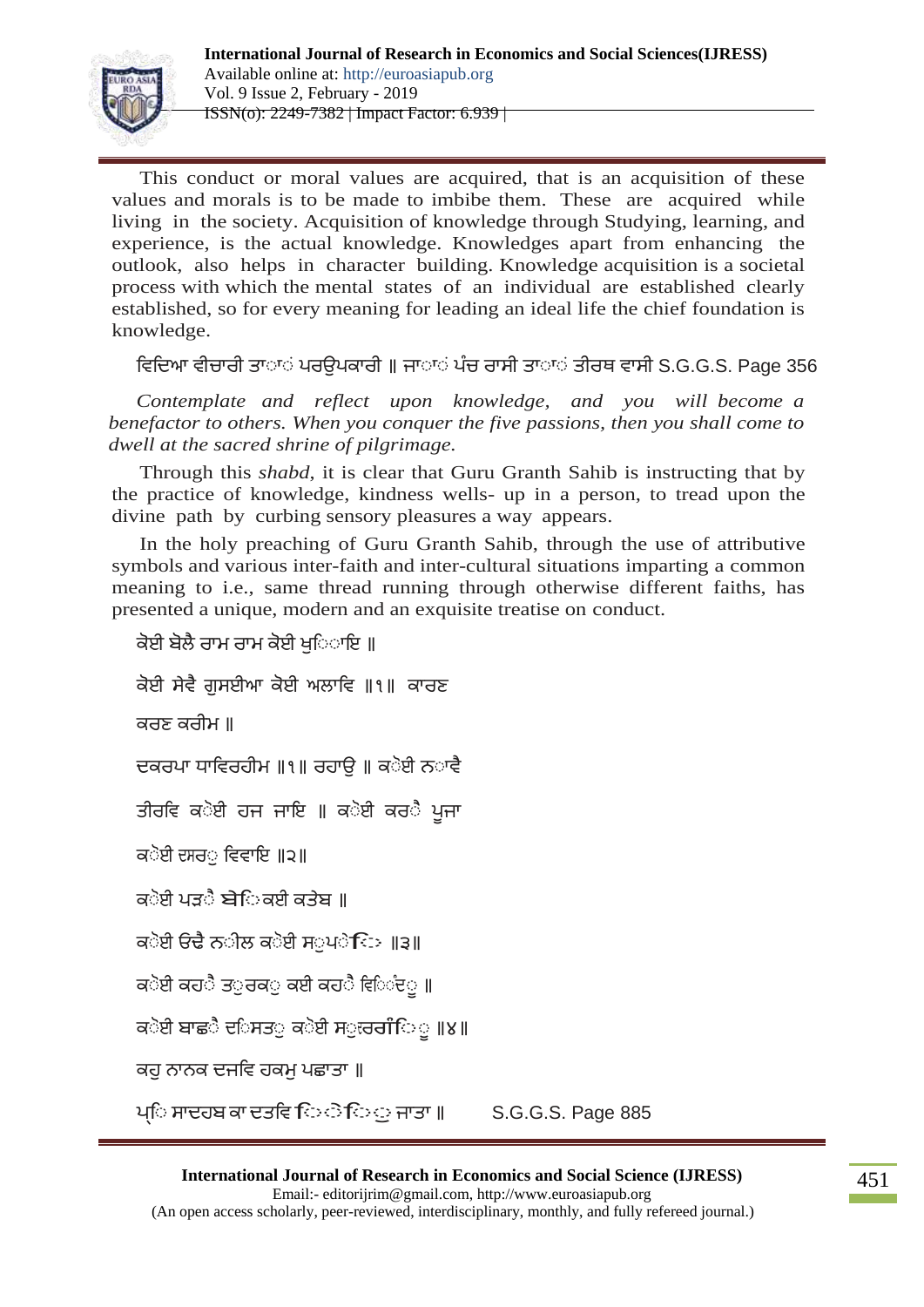This conduct or moral values are acquired, that is an acquisition of these values and morals is to be made to imbibe them. These are acquired while living in the society. Acquisition of knowledge through Studying, learning, and experience, is the actual knowledge. Knowledges apart from enhancing the outlook, also helps in character building. Knowledge acquisition is a societal process with which the mental states of an individual are established clearly established, so for every meaning for leading an ideal life the chief foundation is knowledge.

ਵਿਦਿਆ ਵੀਚਾਰੀ ਤਾਂ ਪਰਉਪਕਾਰੀ ॥ ਜਾਂ ਪੰਚ ਰਾਸੀ ਤਾਂ ਤੀਰਥ ਵਾਸੀ S.G.G.S. Page 356

*Contemplate and reflect upon knowledge, and you will become a benefactor to others. When you conquer the five passions, then you shall come to dwell at the sacred shrine of pilgrimage.*

Through this *shabd*, it is clear that Guru Granth Sahib is instructing that by the practice of knowledge, kindness wells- up in a person, to tread upon the divine path by curbing sensory pleasures a way appears.

In the holy preaching of Guru Granth Sahib, through the use of attributive symbols and various inter-faith and inter-cultural situations imparting a common meaning to i.e., same thread running through otherwise different faiths, has presented a unique, modern and an exquisite treatise on conduct.

ਕੋਈ ਬੋਲੈ ਰਾਮ ਰਾਮ ਕੋਈ ਖੁਦਾਇ ॥

ਕੋਈ ਸੇਵੈ ਗੁਸਈਆ ਕੋਈ ਅਲਾਹਿ ॥੧॥ ਕਾਰਣ

ਕਰਣ ਕਰੀਮ ॥

ਕਿਰਪਾ ਧਾਰਿ ਰਹੀਮ ॥੧॥ ਰਹਾਉ ॥ ਕੋਈ ਨਾਵੈ

ਤੀਰਥਿ ਕੋਈ ਹਜ ਜਾਇ ॥ ਕੋਈ ਕਰੈ ਪੂਜਾ

ਕੋਈ ਸਿਰੁ ਨਿਵਾਇ ॥੨॥

ਕੋਈ ਪੜੈ ਬੇਦ ਕੋਈ ਕਤੇਬ ॥

ਕੋਈ ਓਢੈ ਨੀਲ ਕੋਈ ਸੁਪੇਦ ॥੩॥

ਕੋਈ ਕਹੈ ਤੁਰਕੁ ਕੋਈ ਕਹੈ ਹਿੰਦੂ ॥

ਕੋਈ ਬਾਛੈ ਭਿਸਤੁ ਕੋਈ ਸੁਰਗਿੰਦੂ ॥੪॥

ਕਹੁ ਨਾਨਕ ਜਿਨਿ ਹੁਕਮੁ ਪਛਾਤਾ ॥

ਪ੍ਰਭ ਸਾਹਿਬ ਕਾ ਤਿਨਿ ਭੇਦੁ ਜਾਤਾ ॥ S.G.G.S. Page 885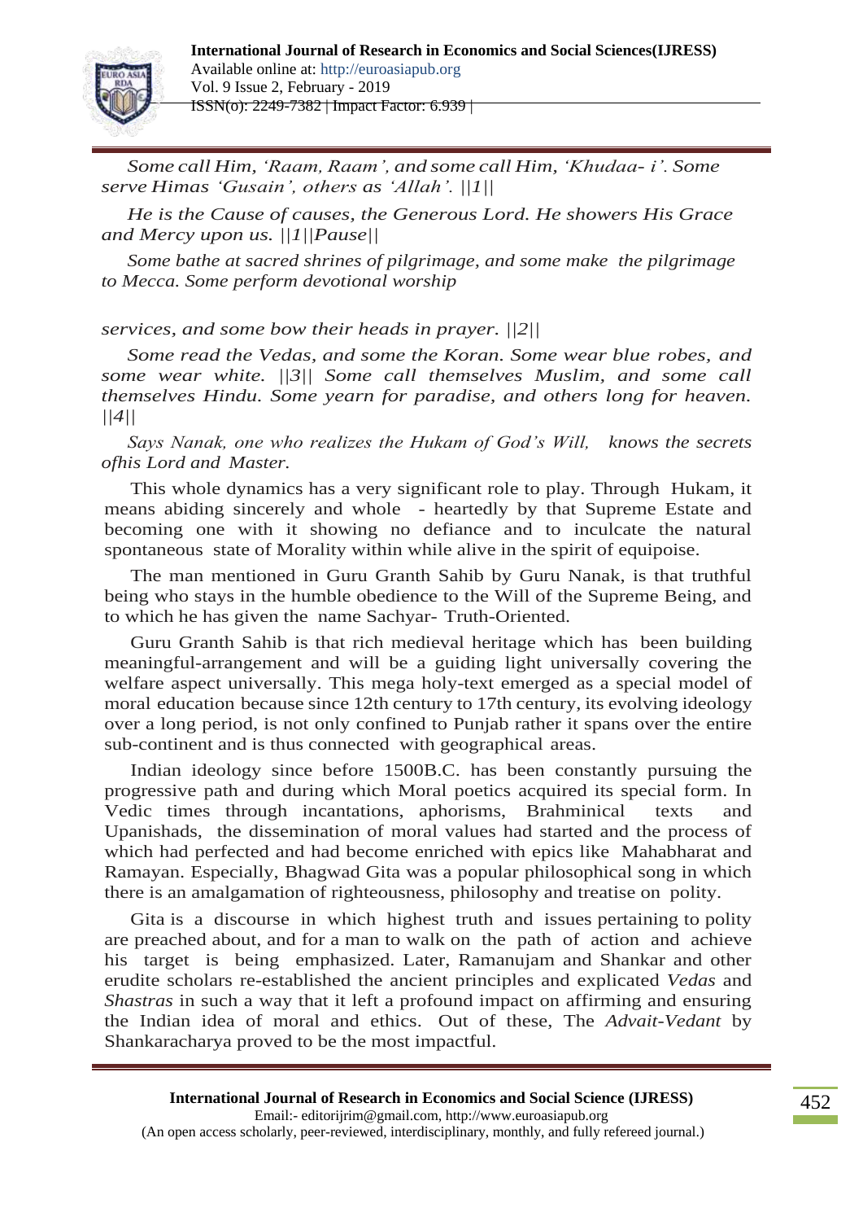*Some call Him, 'Raam, Raam', and some call Him, 'Khudaa- i'. Some serve Himas 'Gusain', others as 'Allah'. ||1||*

*He is the Cause of causes, the Generous Lord. He showers His Grace and Mercy upon us. ||1||Pause||*

*Some bathe at sacred shrines of pilgrimage, and some make the pilgrimage to Mecca. Some perform devotional worship*

*services, and some bow their heads in prayer. ||2||*

*Some read the Vedas, and some the Koran. Some wear blue robes, and some wear white. ||3|| Some call themselves Muslim, and some call themselves Hindu. Some yearn for paradise, and others long for heaven. ||4||*

*Says Nanak, one who realizes the Hukam of God's Will, knows the secrets ofhis Lord and Master.*

This whole dynamics has a very significant role to play. Through Hukam, it means abiding sincerely and whole - heartedly by that Supreme Estate and becoming one with it showing no defiance and to inculcate the natural spontaneous state of Morality within while alive in the spirit of equipoise.

The man mentioned in Guru Granth Sahib by Guru Nanak, is that truthful being who stays in the humble obedience to the Will of the Supreme Being, and to which he has given the name Sachyar- Truth-Oriented.

Guru Granth Sahib is that rich medieval heritage which has been building meaningful-arrangement and will be a guiding light universally covering the welfare aspect universally. This mega holy-text emerged as a special model of moral education because since 12th century to 17th century, its evolving ideology over a long period, is not only confined to Punjab rather it spans over the entire sub-continent and is thus connected with geographical areas.

Indian ideology since before 1500B.C. has been constantly pursuing the progressive path and during which Moral poetics acquired its special form. In Vedic times through incantations, aphorisms, Brahminical texts and Upanishads, the dissemination of moral values had started and the process of which had perfected and had become enriched with epics like Mahabharat and Ramayan. Especially, Bhagwad Gita was a popular philosophical song in which there is an amalgamation of righteousness, philosophy and treatise on polity.

Gita is a discourse in which highest truth and issues pertaining to polity are preached about, and for a man to walk on the path of action and achieve his target is being emphasized. Later, Ramanujam and Shankar and other erudite scholars re-established the ancient principles and explicated *Vedas* and *Shastras* in such a way that it left a profound impact on affirming and ensuring the Indian idea of moral and ethics. Out of these, The *Advait-Vedant* by Shankaracharya proved to be the most impactful.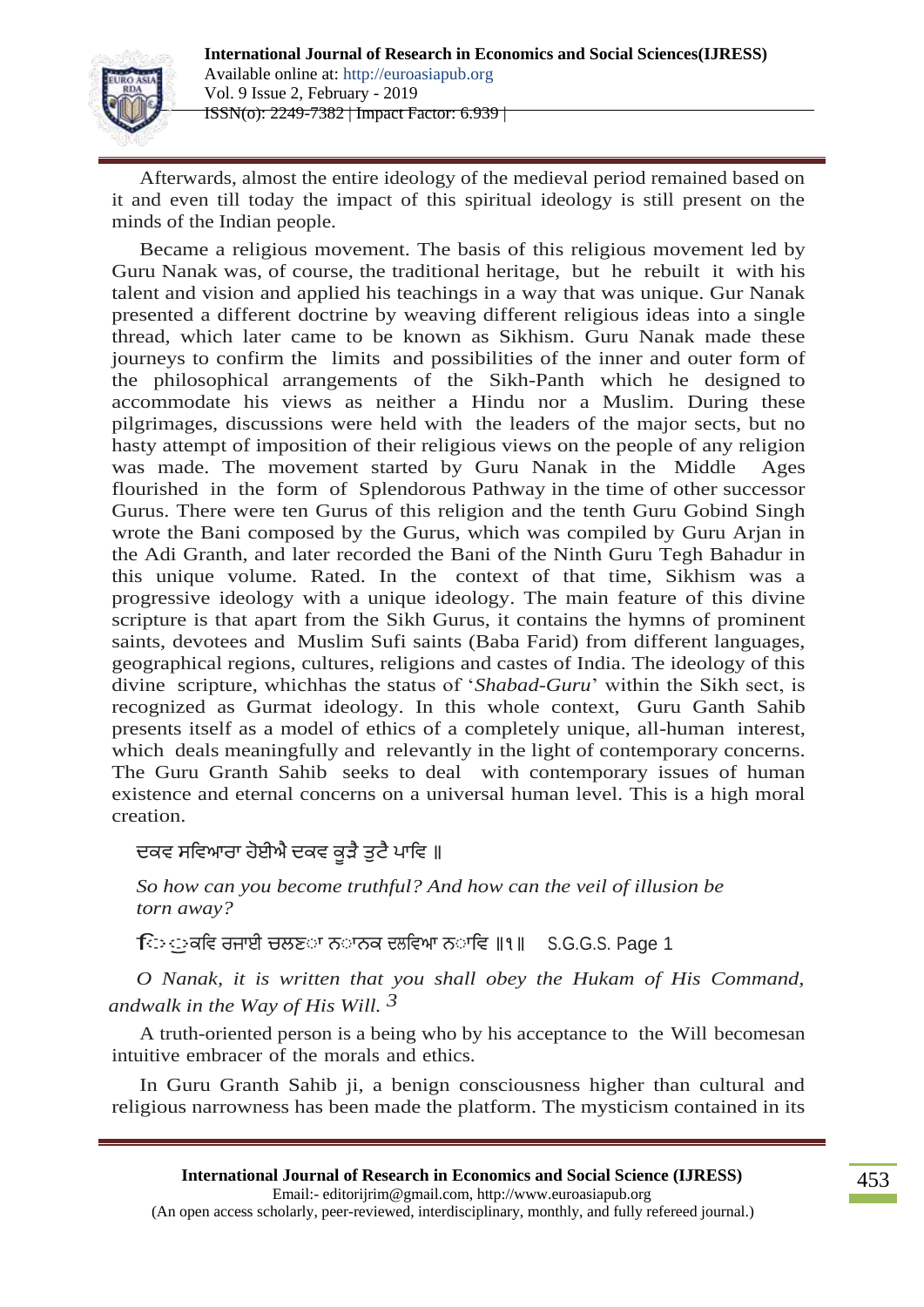Afterwards, almost the entire ideology of the medieval period remained based on it and even till today the impact of this spiritual ideology is still present on the minds of the Indian people.

Became a religious movement. The basis of this religious movement led by Guru Nanak was, of course, the traditional heritage, but he rebuilt it with his talent and vision and applied his teachings in a way that was unique. Gur Nanak presented a different doctrine by weaving different religious ideas into a single thread, which later came to be known as Sikhism. Guru Nanak made these journeys to confirm the limits and possibilities of the inner and outer form of the philosophical arrangements of the Sikh-Panth which he designed to accommodate his views as neither a Hindu nor a Muslim. During these pilgrimages, discussions were held with the leaders of the major sects, but no hasty attempt of imposition of their religious views on the people of any religion was made. The movement started by Guru Nanak in the Middle Ages flourished in the form of Splendorous Pathway in the time of other successor Gurus. There were ten Gurus of this religion and the tenth Guru Gobind Singh wrote the Bani composed by the Gurus, which was compiled by Guru Arjan in the Adi Granth, and later recorded the Bani of the Ninth Guru Tegh Bahadur in this unique volume. Rated. In the context of that time, Sikhism was a progressive ideology with a unique ideology. The main feature of this divine scripture is that apart from the Sikh Gurus, it contains the hymns of prominent saints, devotees and Muslim Sufi saints (Baba Farid) from different languages, geographical regions, cultures, religions and castes of India. The ideology of this divine scripture, whichhas the status of '*Shabad-Guru*' within the Sikh sect, is recognized as Gurmat ideology. In this whole context, Guru Ganth Sahib presents itself as a model of ethics of a completely unique, all-human interest, which deals meaningfully and relevantly in the light of contemporary concerns. The Guru Granth Sahib seeks to deal with contemporary issues of human existence and eternal concerns on a universal human level. This is a high moral creation.

ਦਕਵ ਸਚਿਆਰਾ ਹੋਈਐ ਦਕਵ ਕੂੜੈ ਤੁਟੈ ਪਾਚਿ ॥

*So how can you become truthful? And how can the veil of illusion be torn away?*

ਿ ੁਕਚਿ ਰਜਾਈ ਚਲਣਾ ਨਾਨਕ ਦਲਚਿਆ ਨਾਚਿ ॥੧॥ S.G.G.S. Page 1

*O Nanak, it is written that you shall obey the Hukam of His Command, andwalk in the Way of His Will.* [3]

A truth-oriented person is a being who by his acceptance to the Will becomesan intuitive embracer of the morals and ethics.

In Guru Granth Sahib ji, a benign consciousness higher than cultural and religious narrowness has been made the platform. The mysticism contained in its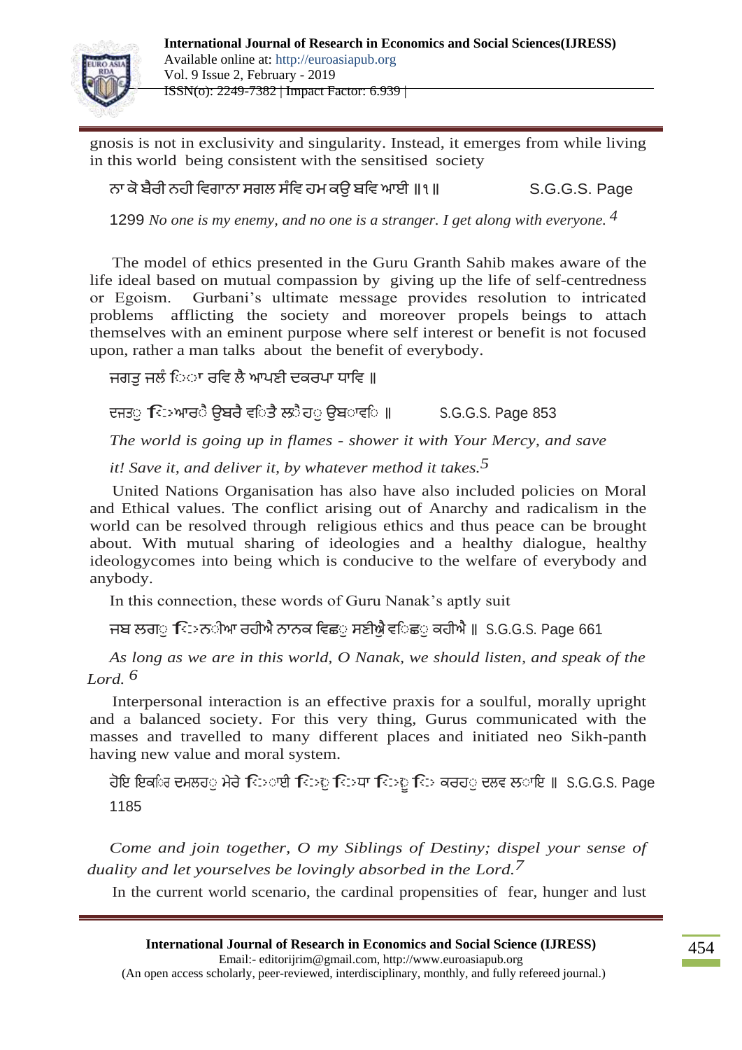gnosis is not in exclusivity and singularity. Instead, it emerges from while living in this world being consistent with the sensitised society

ਨਾ ਕੋ ਬੈਰੀ ਨਹੀ ਵਿਗਾਨਾ ਸਗਲ ਸੰਗਿ ਹਮ ਕਉ ਬਨਿ ਆਈ ॥੧॥ S.G.G.S. Page 1299 *No one is my enemy, and no one is a stranger. I get along with everyone.* [4]

The model of ethics presented in the Guru Granth Sahib makes aware of the life ideal based on mutual compassion by giving up the life of self-centredness or Egoism. Gurbani's ultimate message provides resolution to intricated problems afflicting the society and moreover propels beings to attach themselves with an eminent purpose where self interest or benefit is not focused upon, rather a man talks about the benefit of everybody.

ਜਗਤੁ ਜਲੰਦਾ ਰਖਿ ਲੈ ਆਪਣੀ ਕਿਰਪਾ ਧਾਰਿ ॥

ਜਿਤੁ ਦੁਆਰੈ ਉਬਰੈ ਤਿਤੈ ਲੈਹੁ ਉਬਾਰਿ ॥ S.G.G.S. Page 853

*The world is going up in flames - shower it with Your Mercy, and save it! Save it, and deliver it, by whatever method it takes.* [5]

United Nations Organisation has also have also included policies on Moral and Ethical values. The conflict arising out of Anarchy and radicalism in the world can be resolved through religious ethics and thus peace can be brought about. With mutual sharing of ideologies and a healthy dialogue, healthy ideologycomes into being which is conducive to the welfare of everybody and anybody.

In this connection, these words of Guru Nanak's aptly suit

ਜਬ ਲਗੁ ਦੁਨੀਆ ਰਹੀਐ ਨਾਨਕ ਕਿਛੁ ਸੁਣੀਐ ਕਿਛੁ ਕਹੀਐ ॥ S.G.G.S. Page 661

*As long as we are in this world, O Nanak, we should listen, and speak of the Lord.* [6]

Interpersonal interaction is an effective praxis for a soulful, morally upright and a balanced society. For this very thing, Gurus communicated with the masses and travelled to many different places and initiated neo Sikh-panth having new value and moral system.

ਹੋਇ ਇਕਤ੍ਰ ਮਿਲਹੁ ਮੇਰੇ ਭਾਈ ਦੁਬਿਧਾ ਦੂਰਿ ਕਰਹੁ ਲਿਵ ਲਾਇ ॥ S.G.G.S. Page 1185

*Come and join together, O my Siblings of Destiny; dispel your sense of duality and let yourselves be lovingly absorbed in the Lord.* [7]

In the current world scenario, the cardinal propensities of fear, hunger and lust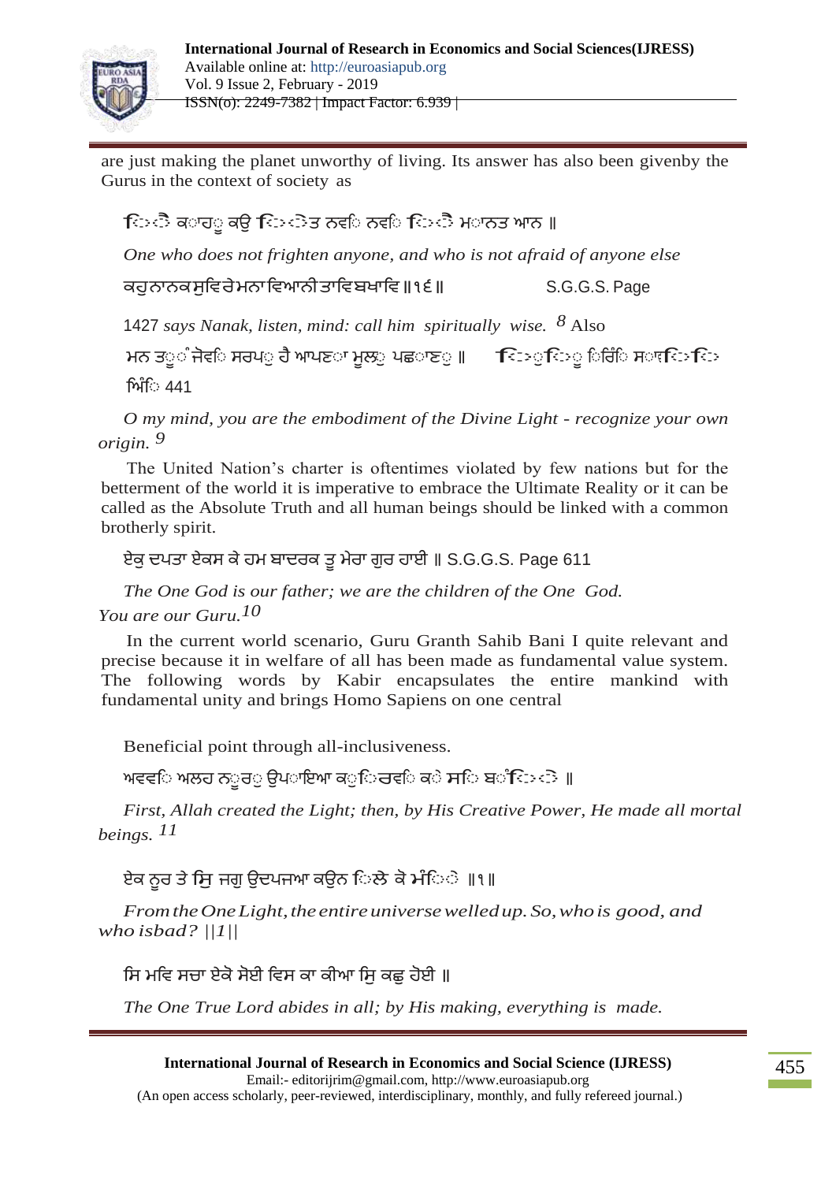are just making the planet unworthy of living. Its answer has also been givenby the Gurus in the context of society as

ਭੈ ਕਾਹੂ ਕਉ ਦੇਤ ਨਹਿ ਨਹਿ ਭੈ ਮਾਨਤ ਆਨ ॥

*One who does not frighten anyone, and who is not afraid of anyone else*

ਕਹੁ ਨਾਨਕ ਸੁਨਿ ਰੇ ਮਨਾ ਗਿਆਨੀ ਤਾਹਿ ਬਖਾਨਿ ॥੧੬॥ S.G.G.S. Page 1427 *says Nanak, listen, mind: call him spiritually wise.* [8] Also

ਮਨ ਤੂੰ ਜੋਤਿ ਸਰੂਪੁ ਹੈ ਆਪਣਾ ਮੂਲੁ ਪਛਾਣੁ ॥ ਸ੍ਰੀ ਗੁਰੂ ਗ੍ਰੰਥ ਸਾਹਿਬ ਅੰਗ 441

*O my mind, you are the embodiment of the Divine Light - recognize your own origin.* [9]

The United Nation's charter is oftentimes violated by few nations but for the betterment of the world it is imperative to embrace the Ultimate Reality or it can be called as the Absolute Truth and all human beings should be linked with a common brotherly spirit.

ਏਕੁ ਪਿਤਾ ਏਕਸ ਕੇ ਹਮ ਬਾਰਿਕ ਤੂ ਮੇਰਾ ਗੁਰ ਹਾਈ ॥ S.G.G.S. Page 611

*The One God is our father; we are the children of the One God. You are our Guru.*[10]

In the current world scenario, Guru Granth Sahib Bani I quite relevant and precise because it in welfare of all has been made as fundamental value system. The following words by Kabir encapsulates the entire mankind with fundamental unity and brings Homo Sapiens on one central

Beneficial point through all-inclusiveness.

ਅਵਲਿ ਅਲਹ ਨੂਰੁ ਉਪਾਇਆ ਕੁਦਰਤਿ ਕੇ ਸਭ ਬੰਦੇ ॥

*First, Allah created the Light; then, by His Creative Power, He made all mortal beings.* [11]

ਏਕ ਨੂਰ ਤੇ ਸਭੁ ਜਗੁ ਉਪਜਿਆ ਕਉਨ ਭਲੇ ਕੋ ਮੰਦੇ ॥੧॥

*From the One Light, the entire universe welled up. So, who is good, and who isbad? ||1||*

ਸਭ ਮਹਿ ਸਚਾ ਏਕੋ ਸੋਈ ਤਿਸ ਕਾ ਕੀਆ ਸਭੁ ਕਛੁ ਹੋਈ ॥

*The One True Lord abides in all; by His making, everything is made.*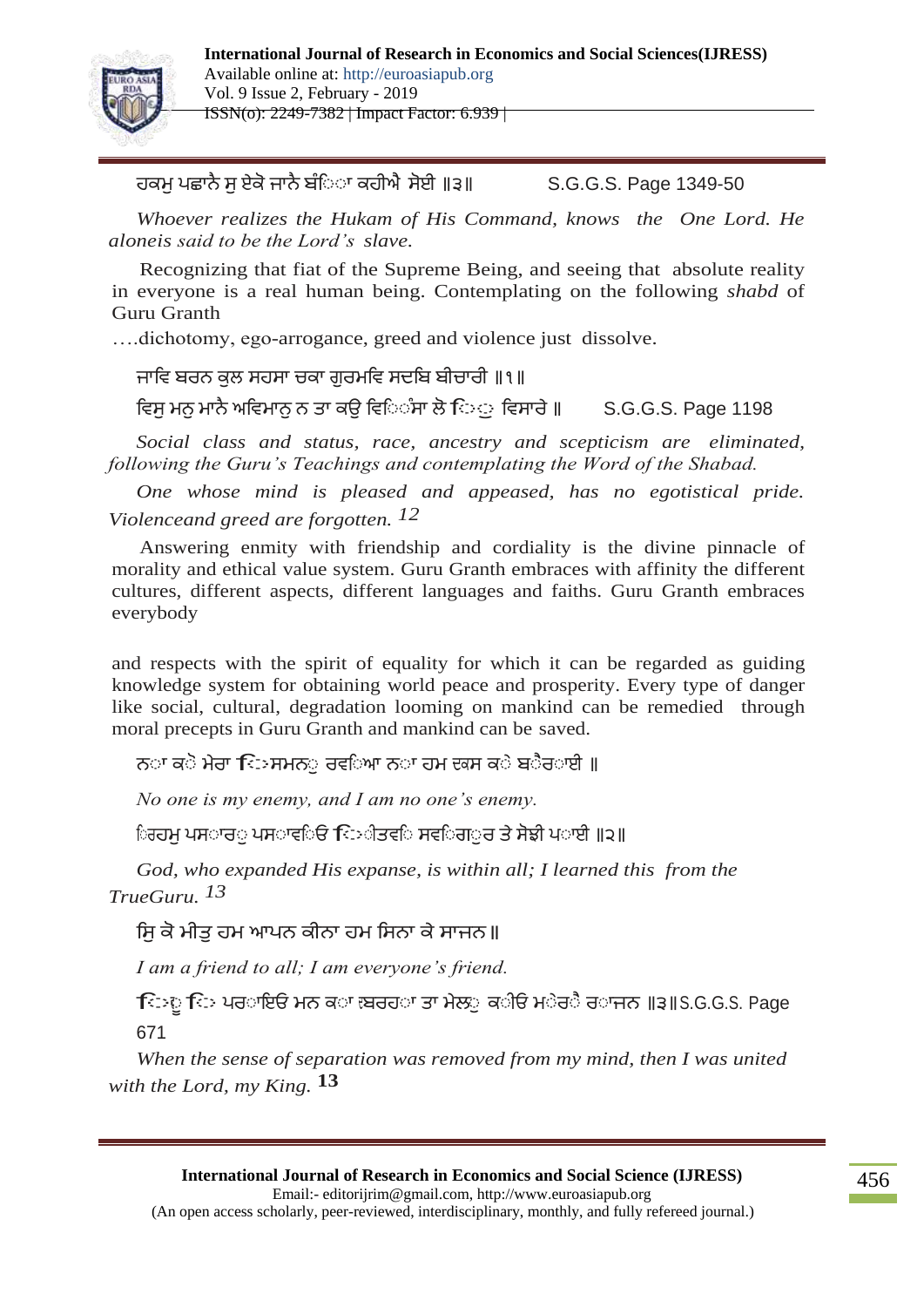ਹਕਮੁ ਪਛਾਨੈ ਸੁ ਏਕੋ ਜਾਨੈ ਬੰਿਂਾ ਕਹੀਐ ਸੋਈ ॥੩॥ S.G.G.S. Page 1349-50

*Whoever realizes the Hukam of His Command, knows the One Lord. He aloneis said to be the Lord's slave.*

Recognizing that fiat of the Supreme Being, and seeing that absolute reality in everyone is a real human being. Contemplating on the following *shabd* of Guru Granth

....dichotomy, ego-arrogance, greed and violence just dissolve.

ਜਾਵਿ ਬਰਨ ਕੁਲ ਸਹਸਾ ਚਕਾ ਗੁਰਮਵਿ ਸਦਬਿ ਬੀਚਾਰੀ ॥੧॥

ਵਿਸੁ ਮਨੁ ਮਾਨੈ ਅਵਿਮਾਨੁ ਨ ਤਾ ਕਉ ਵਿਿਂਸਾ ਲੋ ਿਿੁ ਵਿਸਾਰੇ ॥ S.G.G.S. Page 1198

*Social class and status, race, ancestry and scepticism are eliminated, following the Guru's Teachings and contemplating the Word of the Shabad.*

*One whose mind is pleased and appeased, has no egotistical pride. Violenceand greed are forgotten.* [12]

Answering enmity with friendship and cordiality is the divine pinnacle of morality and ethical value system. Guru Granth embraces with affinity the different cultures, different aspects, different languages and faiths. Guru Granth embraces everybody

and respects with the spirit of equality for which it can be regarded as guiding knowledge system for obtaining world peace and prosperity. Every type of danger like social, cultural, degradation looming on mankind can be remedied through moral precepts in Guru Granth and mankind can be saved.

ਨਾ ਕੋ ਮੇਰਾ ਿਿਸਮਨੁ ਰਵਿਆ ਨਾ ਹਮ ਦਕਸ ਕੇ ਬੈਰਾਈ ॥

*No one is my enemy, and I am no one's enemy.*

ਿਹਮੁ ਪਸਾਰੁ ਪਸਾਵਿਓ ਿਿਤਵਿ ਸਵਿਗੁਰ ਤੇ ਸੋਝੀ ਪਾਈ ॥੨॥

*God, who expanded His expanse, is within all; I learned this from the TrueGuru.* [13]

ਸਿ ਕੋ ਮੀਤੁ ਹਮ ਆਪਨ ਕੀਨਾ ਹਮ ਸਿਨਾ ਕੇ ਸਾਜਨ ॥

*I am a friend to all; I am everyone's friend.*

ਿਿੂ ਿਿ ਪਰਾਇਓ ਮਨ ਕਾ ਬਿਰਹਾ ਤਾ ਮੇਲੁ ਕੀਓ ਮੇਰੈ ਰਾਜਨ ॥੩॥ S.G.G.S. Page 671

*When the sense of separation was removed from my mind, then I was united with the Lord, my King.* [13]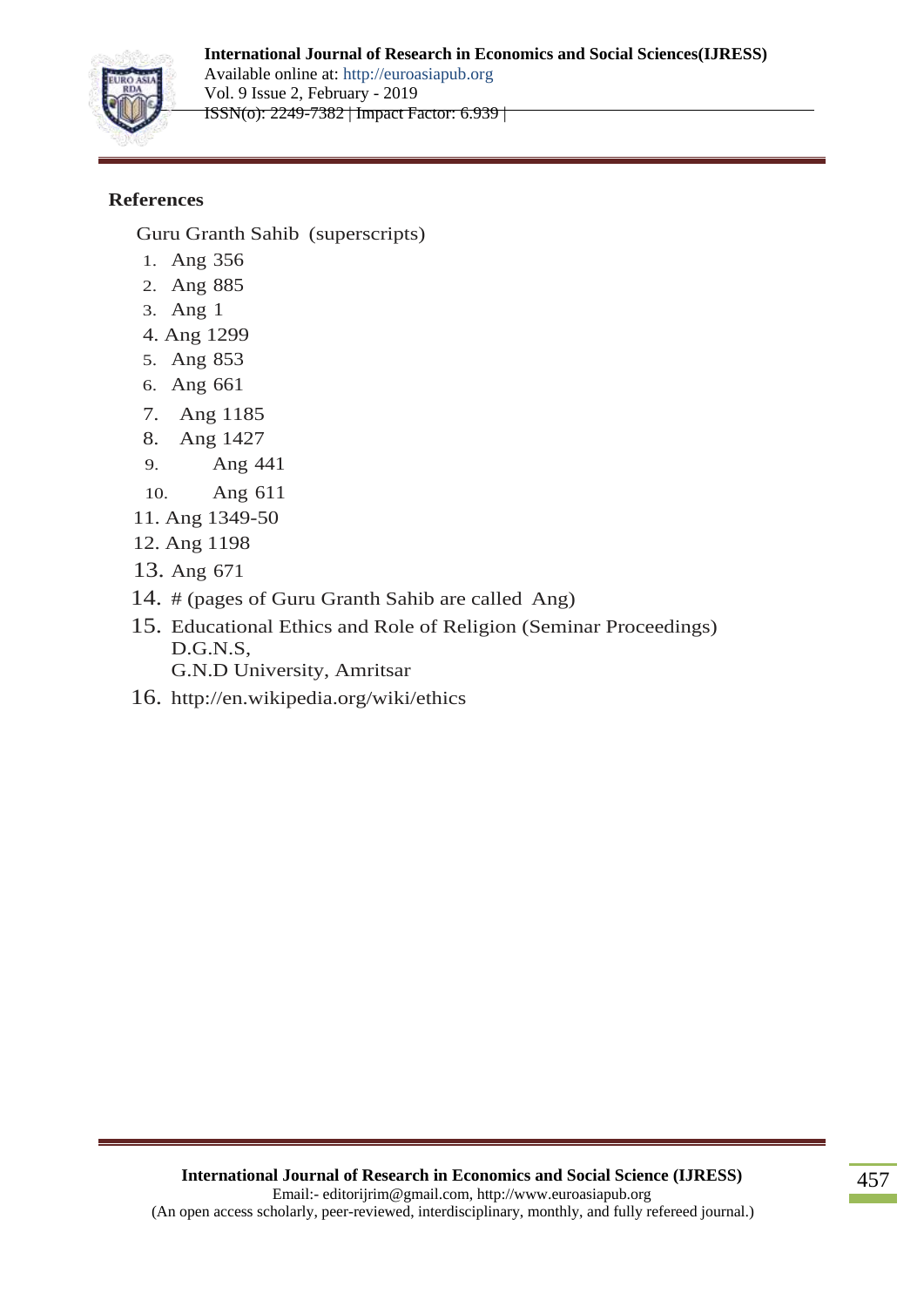## References

Guru Granth Sahib (superscripts)

1. Ang 356
2. Ang 885
3. Ang 1
4. Ang 1299
5. Ang 853
6. Ang 661
7. Ang 1185
8. Ang 1427
9. Ang 441
10. Ang 611
11. Ang 1349-50
12. Ang 1198
13. Ang 671
14. # (pages of Guru Granth Sahib are called Ang)
15. Educational Ethics and Role of Religion (Seminar Proceedings) D.G.N.S,
    G.N.D University, Amritsar
16. http://en.wikipedia.org/wiki/ethics